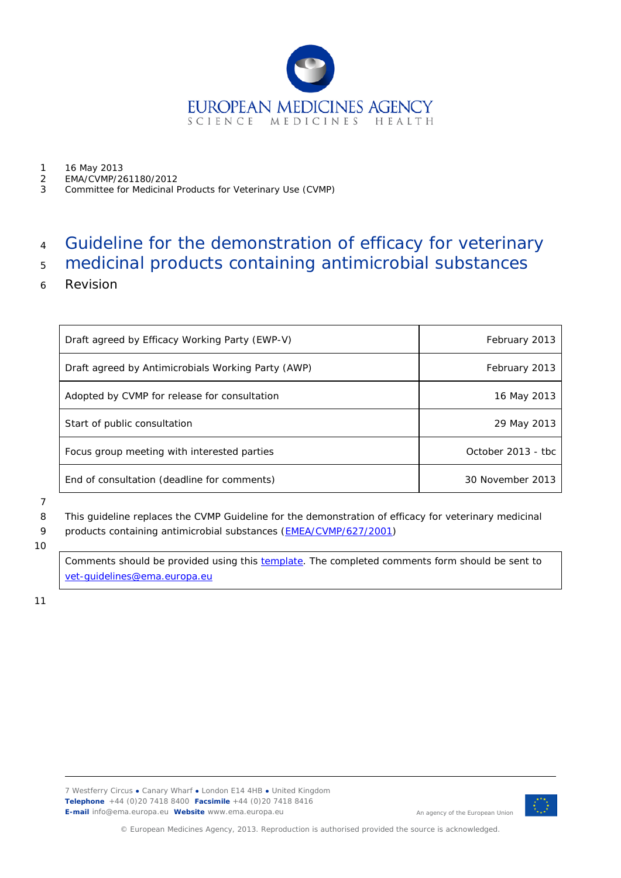16 May 2013
EMA/CVMP/261180/2012
Committee for Medicinal Products for Veterinary Use (CVMP)

# Guideline for the demonstration of efficacy for veterinary medicinal products containing antimicrobial substances

Revision

| | |
|---|---|
| Draft agreed by Efficacy Working Party (EWP-V) | February 2013 |
| Draft agreed by Antimicrobials Working Party (AWP) | February 2013 |
| Adopted by CVMP for release for consultation | 16 May 2013 |
| Start of public consultation | 29 May 2013 |
| Focus group meeting with interested parties | October 2013 - tbc |
| End of consultation (deadline for comments) | 30 November 2013 |

This guideline replaces the CVMP Guideline for the demonstration of efficacy for veterinary medicinal products containing antimicrobial substances (EMEA/CVMP/627/2001)

Comments should be provided using this template. The completed comments form should be sent to vet-guidelines@ema.europa.eu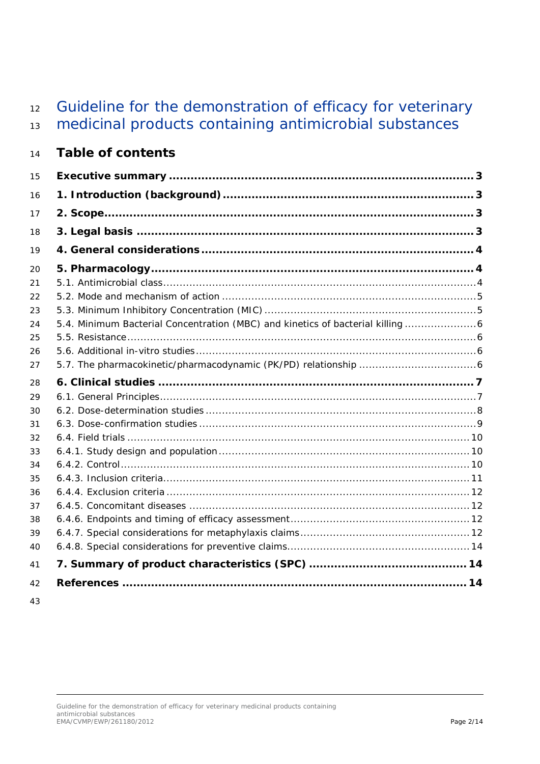# Guideline for the demonstration of efficacy for veterinary medicinal products containing antimicrobial substances

## Table of contents

**Executive summary** .......... 3

**1. Introduction (background)** .......... 3

**2. Scope** .......... 3

**3. Legal basis** .......... 3

**4. General considerations** .......... 4

**5. Pharmacology** .......... 4

5.1. Antimicrobial class .......... 4

5.2. Mode and mechanism of action .......... 5

5.3. Minimum Inhibitory Concentration (MIC) .......... 5

5.4. Minimum Bacterial Concentration (MBC) and kinetics of bacterial killing .......... 6

5.5. Resistance .......... 6

5.6. Additional in-vitro studies .......... 6

5.7. The pharmacokinetic/pharmacodynamic (PK/PD) relationship .......... 6

**6. Clinical studies** .......... 7

6.1. General Principles .......... 7

6.2. Dose-determination studies .......... 8

6.3. Dose-confirmation studies .......... 9

6.4. Field trials .......... 10

6.4.1. Study design and population .......... 10

6.4.2. Control .......... 10

6.4.3. Inclusion criteria .......... 11

6.4.4. Exclusion criteria .......... 12

6.4.5. Concomitant diseases .......... 12

6.4.6. Endpoints and timing of efficacy assessment .......... 12

6.4.7. Special considerations for metaphylaxis claims .......... 12

6.4.8. Special considerations for preventive claims .......... 14

**7. Summary of product characteristics (SPC)** .......... 14

**References** .......... 14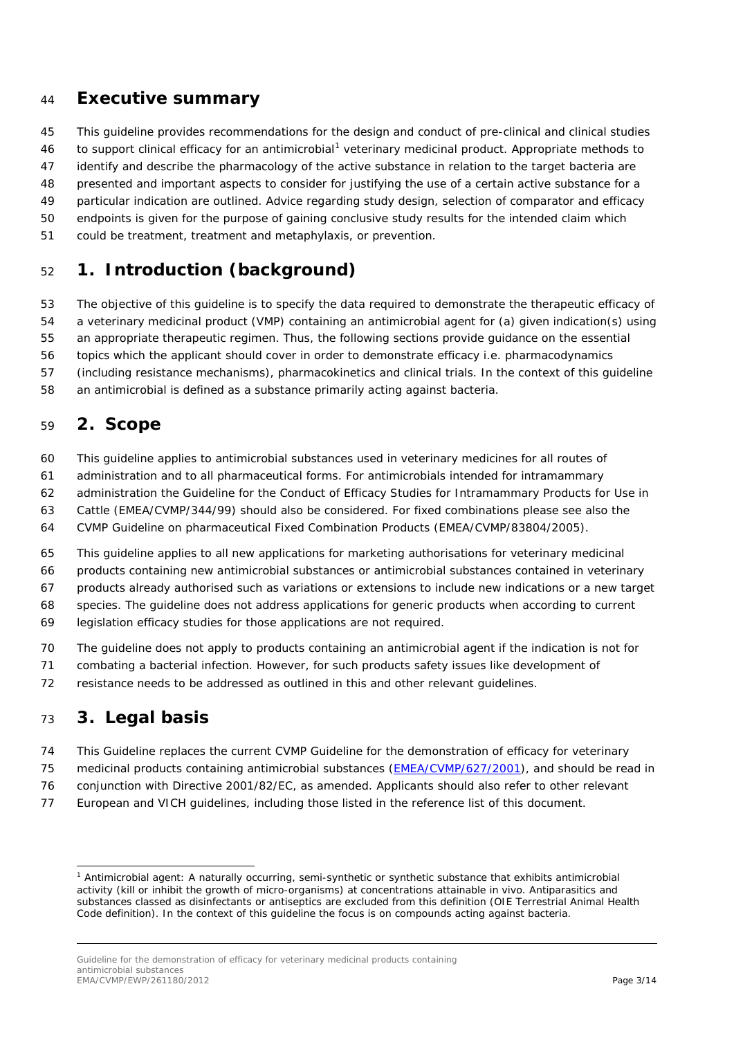## Executive summary

This guideline provides recommendations for the design and conduct of pre-clinical and clinical studies to support clinical efficacy for an antimicrobial[1] veterinary medicinal product. Appropriate methods to identify and describe the pharmacology of the active substance in relation to the target bacteria are presented and important aspects to consider for justifying the use of a certain active substance for a particular indication are outlined. Advice regarding study design, selection of comparator and efficacy endpoints is given for the purpose of gaining conclusive study results for the intended claim which could be treatment, treatment and metaphylaxis, or prevention.

# 1. Introduction (background)

The objective of this guideline is to specify the data required to demonstrate the therapeutic efficacy of a veterinary medicinal product (VMP) containing an antimicrobial agent for (a) given indication(s) using an appropriate therapeutic regimen. Thus, the following sections provide guidance on the essential topics which the applicant should cover in order to demonstrate efficacy i.e. pharmacodynamics (including resistance mechanisms), pharmacokinetics and clinical trials. In the context of this guideline an antimicrobial is defined as a substance primarily acting against bacteria.

# 2. Scope

This guideline applies to antimicrobial substances used in veterinary medicines for all routes of administration and to all pharmaceutical forms. For antimicrobials intended for intramammary administration the Guideline for the Conduct of Efficacy Studies for Intramammary Products for Use in Cattle (EMEA/CVMP/344/99) should also be considered. For fixed combinations please see also the CVMP Guideline on pharmaceutical Fixed Combination Products (EMEA/CVMP/83804/2005).

This guideline applies to all new applications for marketing authorisations for veterinary medicinal products containing new antimicrobial substances or antimicrobial substances contained in veterinary products already authorised such as variations or extensions to include new indications or a new target species. The guideline does not address applications for generic products when according to current legislation efficacy studies for those applications are not required.

The guideline does not apply to products containing an antimicrobial agent if the indication is not for combating a bacterial infection. However, for such products safety issues like development of resistance needs to be addressed as outlined in this and other relevant guidelines.

# 3. Legal basis

This Guideline replaces the current CVMP Guideline for the demonstration of efficacy for veterinary medicinal products containing antimicrobial substances (EMEA/CVMP/627/2001), and should be read in conjunction with Directive 2001/82/EC, as amended. Applicants should also refer to other relevant European and VICH guidelines, including those listed in the reference list of this document.

---

[1] Antimicrobial agent: A naturally occurring, semi-synthetic or synthetic substance that exhibits antimicrobial activity (kill or inhibit the growth of micro-organisms) at concentrations attainable in vivo. Antiparasitics and substances classed as disinfectants or antiseptics are excluded from this definition (OIE Terrestrial Animal Health Code definition). In the context of this guideline the focus is on compounds acting against bacteria.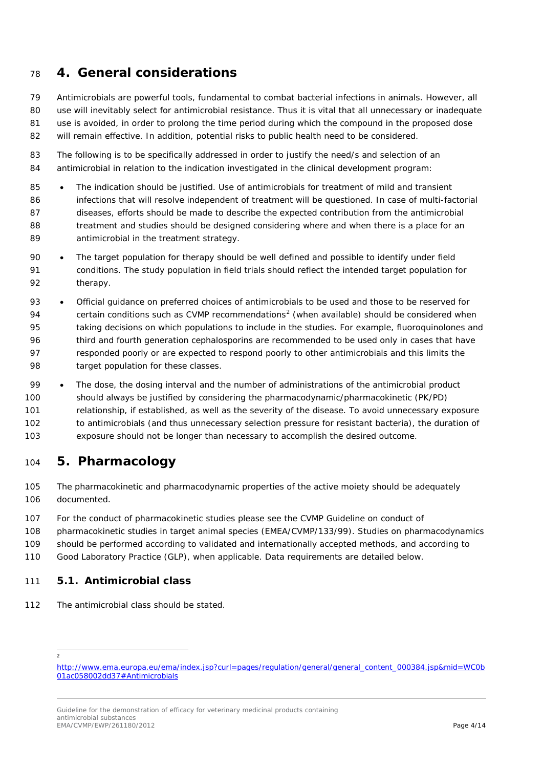# 4. General considerations

Antimicrobials are powerful tools, fundamental to combat bacterial infections in animals. However, all use will inevitably select for antimicrobial resistance. Thus it is vital that all unnecessary or inadequate use is avoided, in order to prolong the time period during which the compound in the proposed dose will remain effective. In addition, potential risks to public health need to be considered.

The following is to be specifically addressed in order to justify the need/s and selection of an antimicrobial in relation to the indication investigated in the clinical development program:

- The indication should be justified. Use of antimicrobials for treatment of mild and transient infections that will resolve independent of treatment will be questioned. In case of multi-factorial diseases, efforts should be made to describe the expected contribution from the antimicrobial treatment and studies should be designed considering where and when there is a place for an antimicrobial in the treatment strategy.
- The target population for therapy should be well defined and possible to identify under field conditions. The study population in field trials should reflect the intended target population for therapy.
- Official guidance on preferred choices of antimicrobials to be used and those to be reserved for certain conditions such as CVMP recommendations[2] (when available) should be considered when taking decisions on which populations to include in the studies. For example, fluoroquinolones and third and fourth generation cephalosporins are recommended to be used only in cases that have responded poorly or are expected to respond poorly to other antimicrobials and this limits the target population for these classes.
- The dose, the dosing interval and the number of administrations of the antimicrobial product should always be justified by considering the pharmacodynamic/pharmacokinetic (PK/PD) relationship, if established, as well as the severity of the disease. To avoid unnecessary exposure to antimicrobials (and thus unnecessary selection pressure for resistant bacteria), the duration of exposure should not be longer than necessary to accomplish the desired outcome.

# 5. Pharmacology

The pharmacokinetic and pharmacodynamic properties of the active moiety should be adequately documented.

For the conduct of pharmacokinetic studies please see the CVMP Guideline on conduct of pharmacokinetic studies in target animal species (EMEA/CVMP/133/99). Studies on pharmacodynamics should be performed according to validated and internationally accepted methods, and according to Good Laboratory Practice (GLP), when applicable. Data requirements are detailed below.

## 5.1. Antimicrobial class

The antimicrobial class should be stated.

---

[2] http://www.ema.europa.eu/ema/index.jsp?curl=pages/regulation/general/general_content_000384.jsp&mid=WC0b01ac058002dd37#Antimicrobials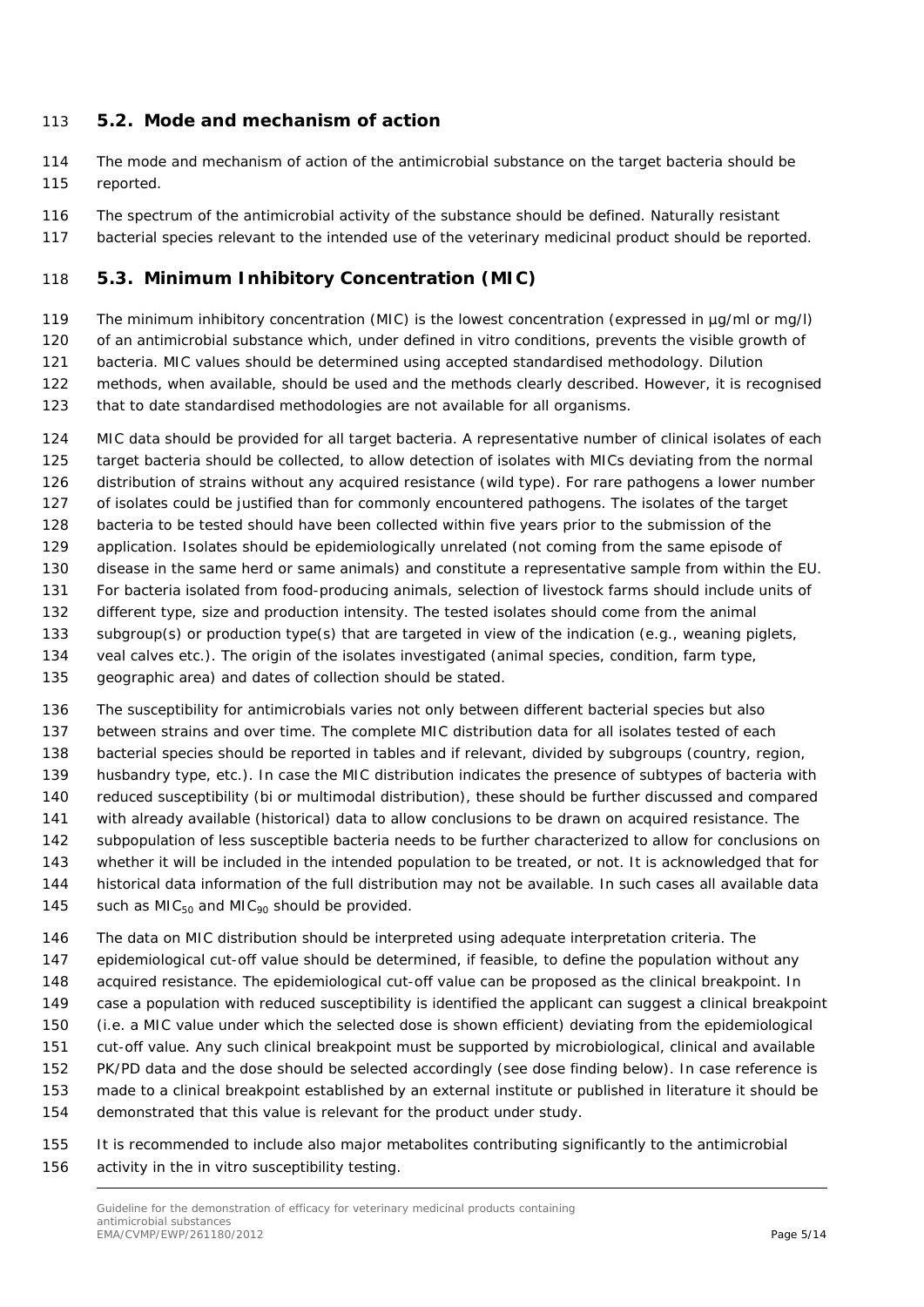## 5.2. Mode and mechanism of action

The mode and mechanism of action of the antimicrobial substance on the target bacteria should be reported.

The spectrum of the antimicrobial activity of the substance should be defined. Naturally resistant bacterial species relevant to the intended use of the veterinary medicinal product should be reported.

## 5.3. Minimum Inhibitory Concentration (MIC)

The minimum inhibitory concentration (MIC) is the lowest concentration (expressed in µg/ml or mg/l) of an antimicrobial substance which, under defined in vitro conditions, prevents the visible growth of bacteria. MIC values should be determined using accepted standardised methodology. Dilution methods, when available, should be used and the methods clearly described. However, it is recognised that to date standardised methodologies are not available for all organisms.

MIC data should be provided for all target bacteria. A representative number of clinical isolates of each target bacteria should be collected, to allow detection of isolates with MICs deviating from the normal distribution of strains without any acquired resistance (wild type). For rare pathogens a lower number of isolates could be justified than for commonly encountered pathogens. The isolates of the target bacteria to be tested should have been collected within five years prior to the submission of the application. Isolates should be epidemiologically unrelated (not coming from the same episode of disease in the same herd or same animals) and constitute a representative sample from within the EU. For bacteria isolated from food-producing animals, selection of livestock farms should include units of different type, size and production intensity. The tested isolates should come from the animal subgroup(s) or production type(s) that are targeted in view of the indication (e.g., weaning piglets, veal calves etc.). The origin of the isolates investigated (animal species, condition, farm type, geographic area) and dates of collection should be stated.

The susceptibility for antimicrobials varies not only between different bacterial species but also between strains and over time. The complete MIC distribution data for all isolates tested of each bacterial species should be reported in tables and if relevant, divided by subgroups (country, region, husbandry type, etc.). In case the MIC distribution indicates the presence of subtypes of bacteria with reduced susceptibility (bi or multimodal distribution), these should be further discussed and compared with already available (historical) data to allow conclusions to be drawn on acquired resistance. The subpopulation of less susceptible bacteria needs to be further characterized to allow for conclusions on whether it will be included in the intended population to be treated, or not. It is acknowledged that for historical data information of the full distribution may not be available. In such cases all available data such as $MIC_{50}$ and $MIC_{90}$ should be provided.

The data on MIC distribution should be interpreted using adequate interpretation criteria. The epidemiological cut-off value should be determined, if feasible, to define the population without any acquired resistance. The epidemiological cut-off value can be proposed as the clinical breakpoint. In case a population with reduced susceptibility is identified the applicant can suggest a clinical breakpoint (i.e. a MIC value under which the selected dose is shown efficient) deviating from the epidemiological cut-off value. Any such clinical breakpoint must be supported by microbiological, clinical and available PK/PD data and the dose should be selected accordingly (see dose finding below). In case reference is made to a clinical breakpoint established by an external institute or published in literature it should be demonstrated that this value is relevant for the product under study.

It is recommended to include also major metabolites contributing significantly to the antimicrobial activity in the in vitro susceptibility testing.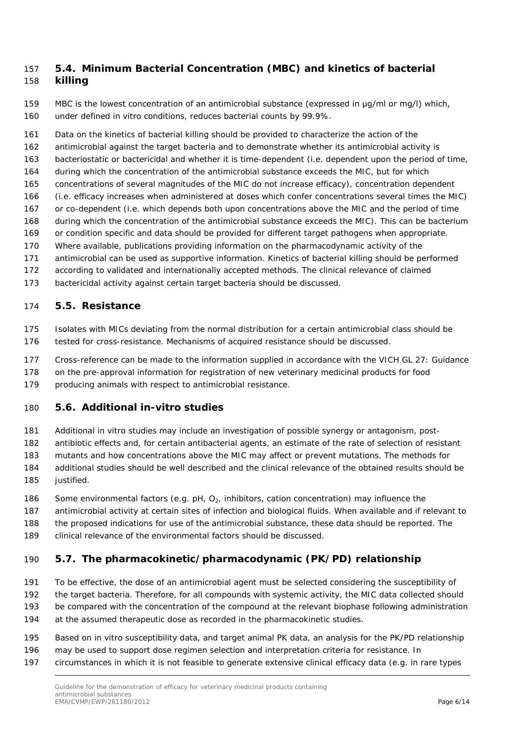### 5.4. Minimum Bacterial Concentration (MBC) and kinetics of bacterial killing

MBC is the lowest concentration of an antimicrobial substance (expressed in µg/ml or mg/l) which, under defined in vitro conditions, reduces bacterial counts by 99.9%.

Data on the kinetics of bacterial killing should be provided to characterize the action of the antimicrobial against the target bacteria and to demonstrate whether its antimicrobial activity is bacteriostatic or bactericidal and whether it is time-dependent (i.e. dependent upon the period of time, during which the concentration of the antimicrobial substance exceeds the MIC, but for which concentrations of several magnitudes of the MIC do not increase efficacy), concentration dependent (i.e. efficacy increases when administered at doses which confer concentrations several times the MIC) or co-dependent (i.e. which depends both upon concentrations above the MIC and the period of time during which the concentration of the antimicrobial substance exceeds the MIC). This can be bacterium or condition specific and data should be provided for different target pathogens when appropriate. Where available, publications providing information on the pharmacodynamic activity of the antimicrobial can be used as supportive information. Kinetics of bacterial killing should be performed according to validated and internationally accepted methods. The clinical relevance of claimed bactericidal activity against certain target bacteria should be discussed.

### 5.5. Resistance

Isolates with MICs deviating from the normal distribution for a certain antimicrobial class should be tested for cross-resistance. Mechanisms of acquired resistance should be discussed.

Cross-reference can be made to the information supplied in accordance with the VICH GL 27: Guidance on the pre-approval information for registration of new veterinary medicinal products for food producing animals with respect to antimicrobial resistance.

### 5.6. Additional in-vitro studies

Additional in vitro studies may include an investigation of possible synergy or antagonism, post-antibiotic effects and, for certain antibacterial agents, an estimate of the rate of selection of resistant mutants and how concentrations above the MIC may affect or prevent mutations. The methods for additional studies should be well described and the clinical relevance of the obtained results should be justified.

Some environmental factors (e.g. pH, $O_2$, inhibitors, cation concentration) may influence the antimicrobial activity at certain sites of infection and biological fluids. When available and if relevant to the proposed indications for use of the antimicrobial substance, these data should be reported. The clinical relevance of the environmental factors should be discussed.

### 5.7. The pharmacokinetic/pharmacodynamic (PK/PD) relationship

To be effective, the dose of an antimicrobial agent must be selected considering the susceptibility of the target bacteria. Therefore, for all compounds with systemic activity, the MIC data collected should be compared with the concentration of the compound at the relevant biophase following administration at the assumed therapeutic dose as recorded in the pharmacokinetic studies.

Based on in vitro susceptibility data, and target animal PK data, an analysis for the PK/PD relationship may be used to support dose regimen selection and interpretation criteria for resistance. In circumstances in which it is not feasible to generate extensive clinical efficacy data (e.g. in rare types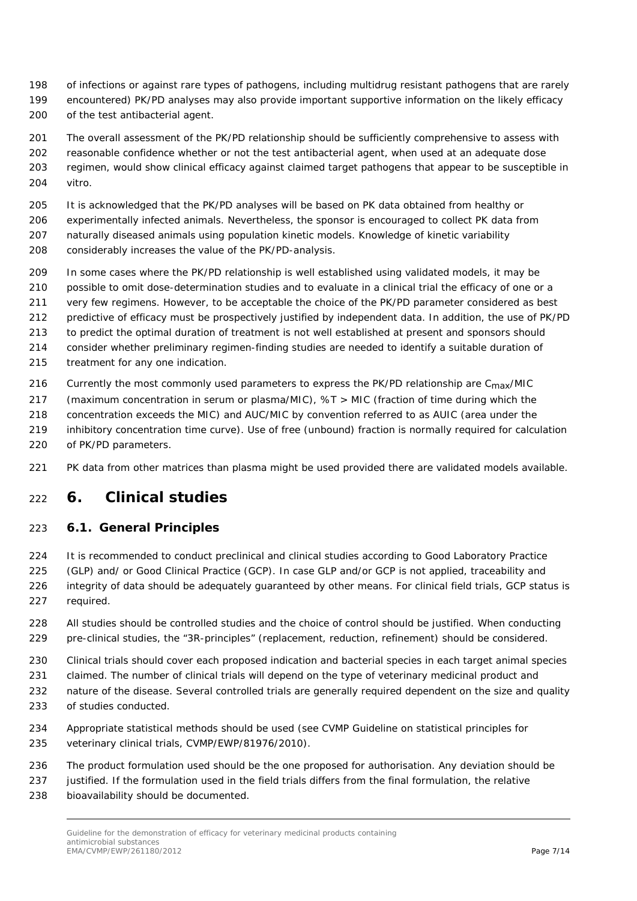of infections or against rare types of pathogens, including multidrug resistant pathogens that are rarely encountered) PK/PD analyses may also provide important supportive information on the likely efficacy of the test antibacterial agent.

The overall assessment of the PK/PD relationship should be sufficiently comprehensive to assess with reasonable confidence whether or not the test antibacterial agent, when used at an adequate dose regimen, would show clinical efficacy against claimed target pathogens that appear to be susceptible in vitro.

It is acknowledged that the PK/PD analyses will be based on PK data obtained from healthy or experimentally infected animals. Nevertheless, the sponsor is encouraged to collect PK data from naturally diseased animals using population kinetic models. Knowledge of kinetic variability considerably increases the value of the PK/PD-analysis.

In some cases where the PK/PD relationship is well established using validated models, it may be possible to omit dose-determination studies and to evaluate in a clinical trial the efficacy of one or a very few regimens. However, to be acceptable the choice of the PK/PD parameter considered as best predictive of efficacy must be prospectively justified by independent data. In addition, the use of PK/PD to predict the optimal duration of treatment is not well established at present and sponsors should consider whether preliminary regimen-finding studies are needed to identify a suitable duration of treatment for any one indication.

Currently the most commonly used parameters to express the PK/PD relationship are $C_{max}$/MIC (maximum concentration in serum or plasma/MIC), %T > MIC (fraction of time during which the concentration exceeds the MIC) and AUC/MIC by convention referred to as AUIC (area under the inhibitory concentration time curve). Use of free (unbound) fraction is normally required for calculation of PK/PD parameters.

PK data from other matrices than plasma might be used provided there are validated models available.

# 6. Clinical studies

## 6.1. General Principles

It is recommended to conduct preclinical and clinical studies according to Good Laboratory Practice (GLP) and/ or Good Clinical Practice (GCP). In case GLP and/or GCP is not applied, traceability and integrity of data should be adequately guaranteed by other means. For clinical field trials, GCP status is required.

All studies should be controlled studies and the choice of control should be justified. When conducting pre-clinical studies, the "3R-principles" (replacement, reduction, refinement) should be considered.

Clinical trials should cover each proposed indication and bacterial species in each target animal species claimed. The number of clinical trials will depend on the type of veterinary medicinal product and nature of the disease. Several controlled trials are generally required dependent on the size and quality of studies conducted.

Appropriate statistical methods should be used (see CVMP Guideline on statistical principles for veterinary clinical trials, CVMP/EWP/81976/2010).

The product formulation used should be the one proposed for authorisation. Any deviation should be justified. If the formulation used in the field trials differs from the final formulation, the relative bioavailability should be documented.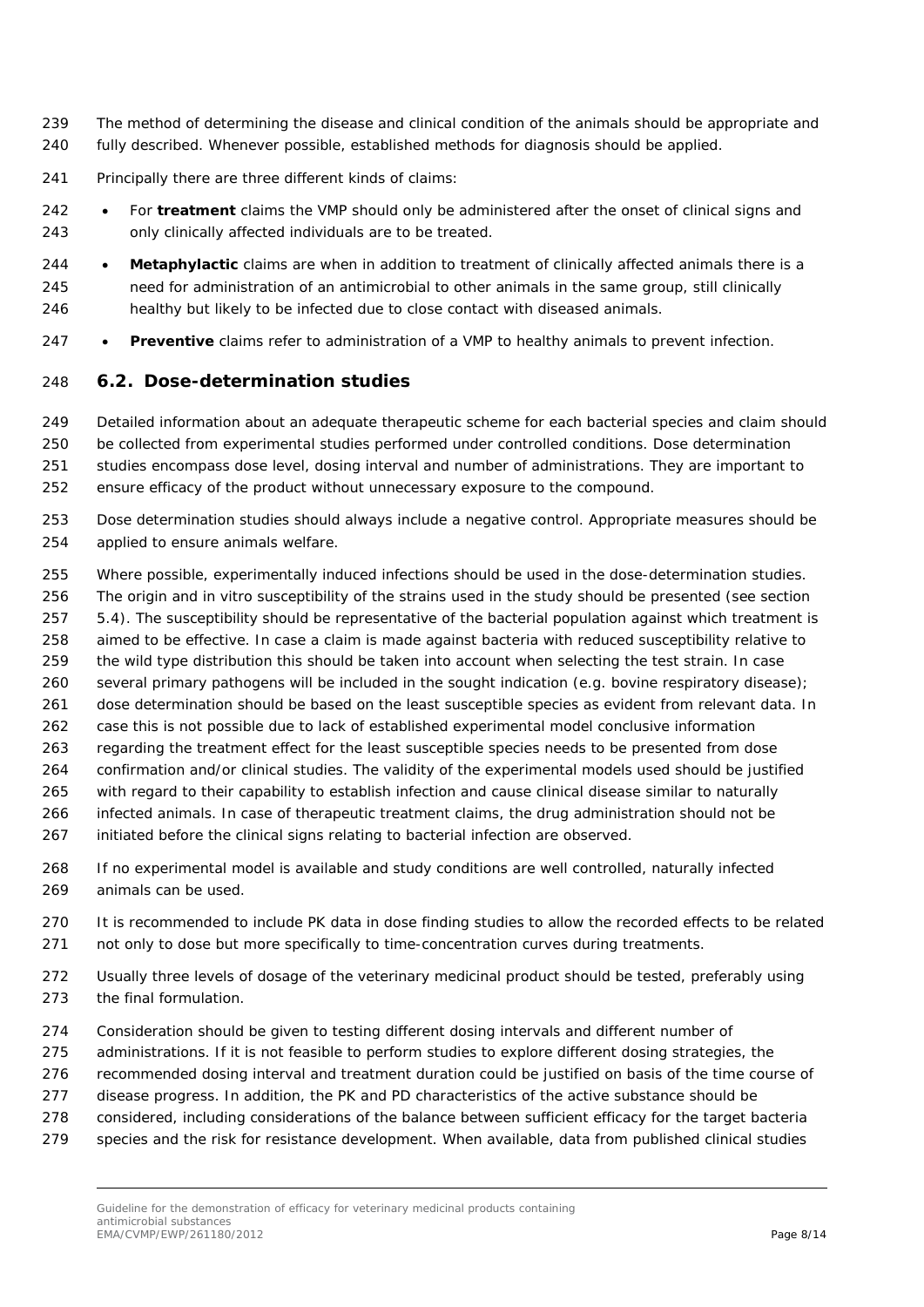The method of determining the disease and clinical condition of the animals should be appropriate and fully described. Whenever possible, established methods for diagnosis should be applied.

Principally there are three different kinds of claims:

- For **treatment** claims the VMP should only be administered after the onset of clinical signs and only clinically affected individuals are to be treated.
- **Metaphylactic** claims are when in addition to treatment of clinically affected animals there is a need for administration of an antimicrobial to other animals in the same group, still clinically healthy but likely to be infected due to close contact with diseased animals.
- **Preventive** claims refer to administration of a VMP to healthy animals to prevent infection.

## 6.2. Dose-determination studies

Detailed information about an adequate therapeutic scheme for each bacterial species and claim should be collected from experimental studies performed under controlled conditions. Dose determination studies encompass dose level, dosing interval and number of administrations. They are important to ensure efficacy of the product without unnecessary exposure to the compound.

Dose determination studies should always include a negative control. Appropriate measures should be applied to ensure animals welfare.

Where possible, experimentally induced infections should be used in the dose-determination studies. The origin and in vitro susceptibility of the strains used in the study should be presented (see section 5.4). The susceptibility should be representative of the bacterial population against which treatment is aimed to be effective. In case a claim is made against bacteria with reduced susceptibility relative to the wild type distribution this should be taken into account when selecting the test strain. In case several primary pathogens will be included in the sought indication (e.g. bovine respiratory disease); dose determination should be based on the least susceptible species as evident from relevant data. In case this is not possible due to lack of established experimental model conclusive information regarding the treatment effect for the least susceptible species needs to be presented from dose confirmation and/or clinical studies. The validity of the experimental models used should be justified with regard to their capability to establish infection and cause clinical disease similar to naturally infected animals. In case of therapeutic treatment claims, the drug administration should not be initiated before the clinical signs relating to bacterial infection are observed.

If no experimental model is available and study conditions are well controlled, naturally infected animals can be used.

It is recommended to include PK data in dose finding studies to allow the recorded effects to be related not only to dose but more specifically to time-concentration curves during treatments.

Usually three levels of dosage of the veterinary medicinal product should be tested, preferably using the final formulation.

Consideration should be given to testing different dosing intervals and different number of administrations. If it is not feasible to perform studies to explore different dosing strategies, the recommended dosing interval and treatment duration could be justified on basis of the time course of disease progress. In addition, the PK and PD characteristics of the active substance should be considered, including considerations of the balance between sufficient efficacy for the target bacteria species and the risk for resistance development. When available, data from published clinical studies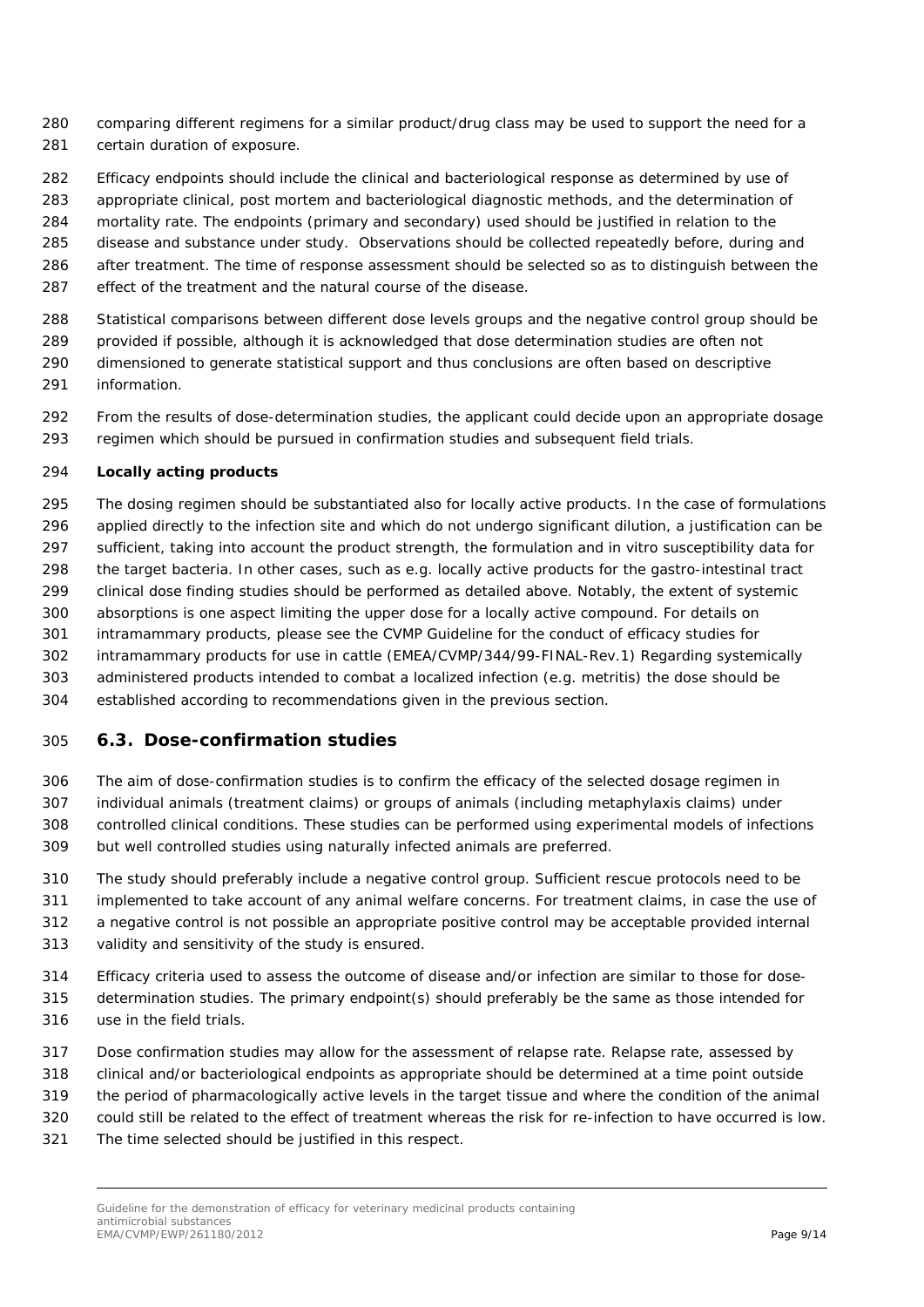comparing different regimens for a similar product/drug class may be used to support the need for a certain duration of exposure.

Efficacy endpoints should include the clinical and bacteriological response as determined by use of appropriate clinical, post mortem and bacteriological diagnostic methods, and the determination of mortality rate. The endpoints (primary and secondary) used should be justified in relation to the disease and substance under study. Observations should be collected repeatedly before, during and after treatment. The time of response assessment should be selected so as to distinguish between the effect of the treatment and the natural course of the disease.

Statistical comparisons between different dose levels groups and the negative control group should be provided if possible, although it is acknowledged that dose determination studies are often not dimensioned to generate statistical support and thus conclusions are often based on descriptive information.

From the results of dose-determination studies, the applicant could decide upon an appropriate dosage regimen which should be pursued in confirmation studies and subsequent field trials.

**Locally acting products**

The dosing regimen should be substantiated also for locally active products. In the case of formulations applied directly to the infection site and which do not undergo significant dilution, a justification can be sufficient, taking into account the product strength, the formulation and in vitro susceptibility data for the target bacteria. In other cases, such as e.g. locally active products for the gastro-intestinal tract clinical dose finding studies should be performed as detailed above. Notably, the extent of systemic absorptions is one aspect limiting the upper dose for a locally active compound. For details on intramammary products, please see the CVMP Guideline for the conduct of efficacy studies for intramammary products for use in cattle (EMEA/CVMP/344/99-FINAL-Rev.1) Regarding systemically administered products intended to combat a localized infection (e.g. metritis) the dose should be established according to recommendations given in the previous section.

## 6.3. Dose-confirmation studies

The aim of dose-confirmation studies is to confirm the efficacy of the selected dosage regimen in individual animals (treatment claims) or groups of animals (including metaphylaxis claims) under controlled clinical conditions. These studies can be performed using experimental models of infections but well controlled studies using naturally infected animals are preferred.

The study should preferably include a negative control group. Sufficient rescue protocols need to be implemented to take account of any animal welfare concerns. For treatment claims, in case the use of a negative control is not possible an appropriate positive control may be acceptable provided internal validity and sensitivity of the study is ensured.

Efficacy criteria used to assess the outcome of disease and/or infection are similar to those for dose-determination studies. The primary endpoint(s) should preferably be the same as those intended for use in the field trials.

Dose confirmation studies may allow for the assessment of relapse rate. Relapse rate, assessed by clinical and/or bacteriological endpoints as appropriate should be determined at a time point outside the period of pharmacologically active levels in the target tissue and where the condition of the animal could still be related to the effect of treatment whereas the risk for re-infection to have occurred is low. The time selected should be justified in this respect.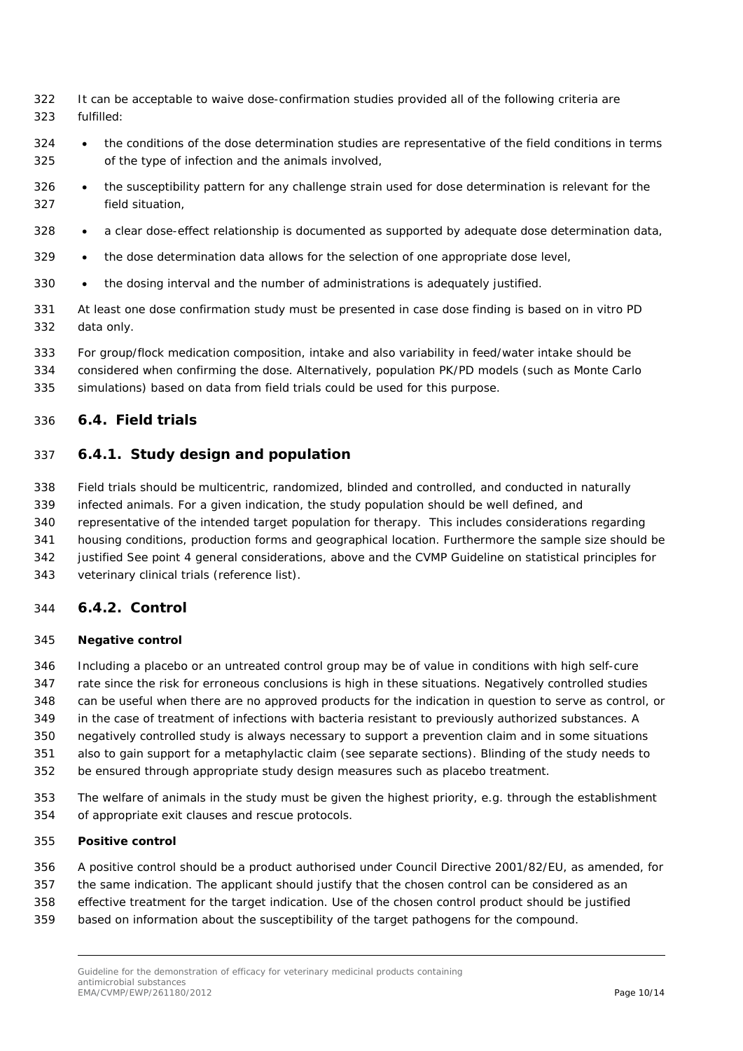It can be acceptable to waive dose-confirmation studies provided all of the following criteria are fulfilled:

- the conditions of the dose determination studies are representative of the field conditions in terms of the type of infection and the animals involved,
- the susceptibility pattern for any challenge strain used for dose determination is relevant for the field situation,
- a clear dose-effect relationship is documented as supported by adequate dose determination data,
- the dose determination data allows for the selection of one appropriate dose level,
- the dosing interval and the number of administrations is adequately justified.

At least one dose confirmation study must be presented in case dose finding is based on in vitro PD data only.

For group/flock medication composition, intake and also variability in feed/water intake should be considered when confirming the dose. Alternatively, population PK/PD models (such as Monte Carlo simulations) based on data from field trials could be used for this purpose.

## 6.4. Field trials

### 6.4.1. Study design and population

Field trials should be multicentric, randomized, blinded and controlled, and conducted in naturally infected animals. For a given indication, the study population should be well defined, and representative of the intended target population for therapy. This includes considerations regarding housing conditions, production forms and geographical location. Furthermore the sample size should be justified See point 4 general considerations, above and the CVMP Guideline on statistical principles for veterinary clinical trials (reference list).

### 6.4.2. Control

**Negative control**

Including a placebo or an untreated control group may be of value in conditions with high self-cure rate since the risk for erroneous conclusions is high in these situations. Negatively controlled studies can be useful when there are no approved products for the indication in question to serve as control, or in the case of treatment of infections with bacteria resistant to previously authorized substances. A negatively controlled study is always necessary to support a prevention claim and in some situations also to gain support for a metaphylactic claim (see separate sections). Blinding of the study needs to be ensured through appropriate study design measures such as placebo treatment.

The welfare of animals in the study must be given the highest priority, e.g. through the establishment of appropriate exit clauses and rescue protocols.

**Positive control**

A positive control should be a product authorised under Council Directive 2001/82/EU, as amended, for the same indication. The applicant should justify that the chosen control can be considered as an effective treatment for the target indication. Use of the chosen control product should be justified based on information about the susceptibility of the target pathogens for the compound.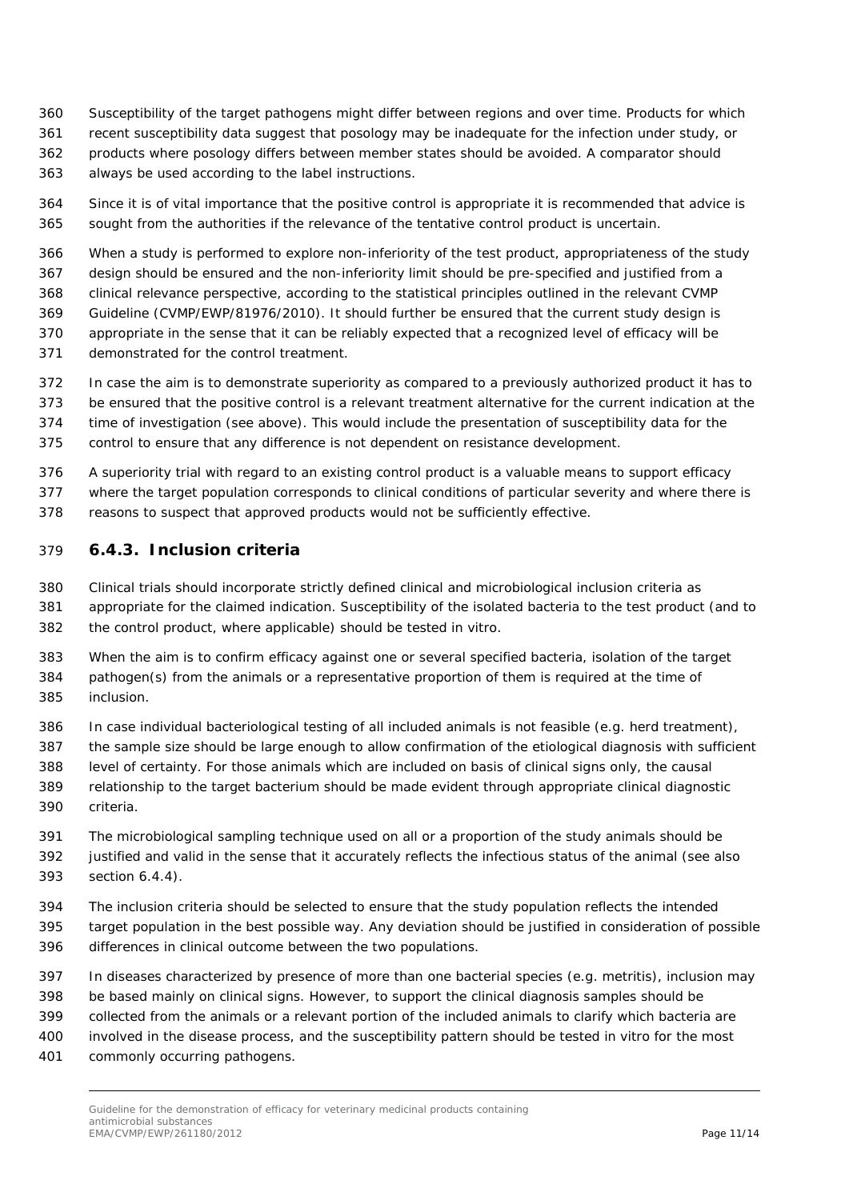Susceptibility of the target pathogens might differ between regions and over time. Products for which recent susceptibility data suggest that posology may be inadequate for the infection under study, or products where posology differs between member states should be avoided. A comparator should always be used according to the label instructions.

Since it is of vital importance that the positive control is appropriate it is recommended that advice is sought from the authorities if the relevance of the tentative control product is uncertain.

When a study is performed to explore non-inferiority of the test product, appropriateness of the study design should be ensured and the non-inferiority limit should be pre-specified and justified from a clinical relevance perspective, according to the statistical principles outlined in the relevant CVMP Guideline (CVMP/EWP/81976/2010). It should further be ensured that the current study design is appropriate in the sense that it can be reliably expected that a recognized level of efficacy will be demonstrated for the control treatment.

In case the aim is to demonstrate superiority as compared to a previously authorized product it has to be ensured that the positive control is a relevant treatment alternative for the current indication at the time of investigation (see above). This would include the presentation of susceptibility data for the control to ensure that any difference is not dependent on resistance development.

A superiority trial with regard to an existing control product is a valuable means to support efficacy where the target population corresponds to clinical conditions of particular severity and where there is reasons to suspect that approved products would not be sufficiently effective.

### 6.4.3. Inclusion criteria

Clinical trials should incorporate strictly defined clinical and microbiological inclusion criteria as appropriate for the claimed indication. Susceptibility of the isolated bacteria to the test product (and to the control product, where applicable) should be tested in vitro.

When the aim is to confirm efficacy against one or several specified bacteria, isolation of the target pathogen(s) from the animals or a representative proportion of them is required at the time of inclusion.

In case individual bacteriological testing of all included animals is not feasible (e.g. herd treatment), the sample size should be large enough to allow confirmation of the etiological diagnosis with sufficient level of certainty. For those animals which are included on basis of clinical signs only, the causal relationship to the target bacterium should be made evident through appropriate clinical diagnostic criteria.

The microbiological sampling technique used on all or a proportion of the study animals should be justified and valid in the sense that it accurately reflects the infectious status of the animal (see also section 6.4.4).

The inclusion criteria should be selected to ensure that the study population reflects the intended target population in the best possible way. Any deviation should be justified in consideration of possible differences in clinical outcome between the two populations.

In diseases characterized by presence of more than one bacterial species (e.g. metritis), inclusion may be based mainly on clinical signs. However, to support the clinical diagnosis samples should be collected from the animals or a relevant portion of the included animals to clarify which bacteria are involved in the disease process, and the susceptibility pattern should be tested in vitro for the most commonly occurring pathogens.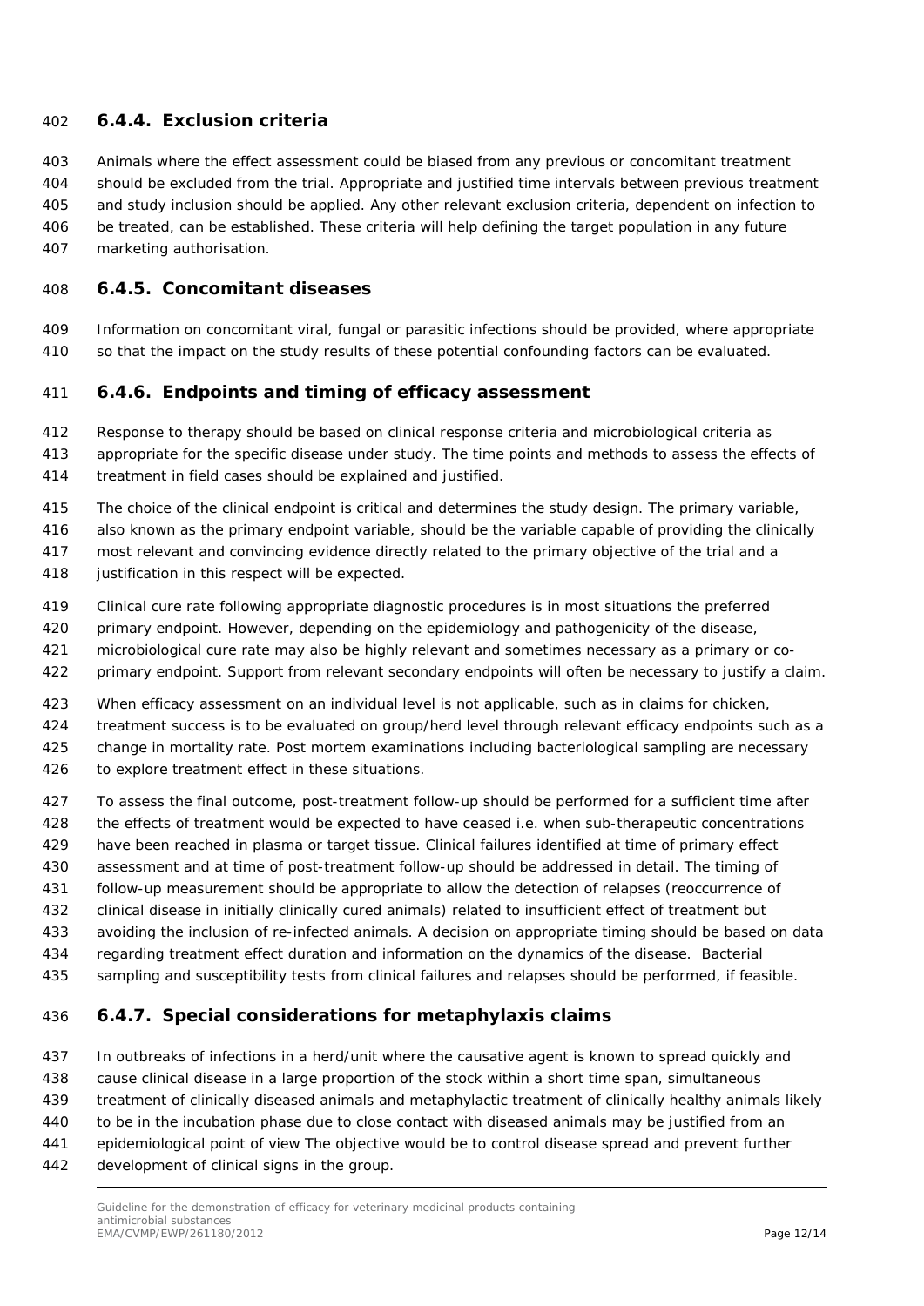### 6.4.4. Exclusion criteria

Animals where the effect assessment could be biased from any previous or concomitant treatment should be excluded from the trial. Appropriate and justified time intervals between previous treatment and study inclusion should be applied. Any other relevant exclusion criteria, dependent on infection to be treated, can be established. These criteria will help defining the target population in any future marketing authorisation.

### 6.4.5. Concomitant diseases

Information on concomitant viral, fungal or parasitic infections should be provided, where appropriate so that the impact on the study results of these potential confounding factors can be evaluated.

### 6.4.6. Endpoints and timing of efficacy assessment

Response to therapy should be based on clinical response criteria and microbiological criteria as appropriate for the specific disease under study. The time points and methods to assess the effects of treatment in field cases should be explained and justified.

The choice of the clinical endpoint is critical and determines the study design. The primary variable, also known as the primary endpoint variable, should be the variable capable of providing the clinically most relevant and convincing evidence directly related to the primary objective of the trial and a justification in this respect will be expected.

Clinical cure rate following appropriate diagnostic procedures is in most situations the preferred primary endpoint. However, depending on the epidemiology and pathogenicity of the disease, microbiological cure rate may also be highly relevant and sometimes necessary as a primary or co-primary endpoint. Support from relevant secondary endpoints will often be necessary to justify a claim.

When efficacy assessment on an individual level is not applicable, such as in claims for chicken, treatment success is to be evaluated on group/herd level through relevant efficacy endpoints such as a change in mortality rate. Post mortem examinations including bacteriological sampling are necessary to explore treatment effect in these situations.

To assess the final outcome, post-treatment follow-up should be performed for a sufficient time after the effects of treatment would be expected to have ceased i.e. when sub-therapeutic concentrations have been reached in plasma or target tissue. Clinical failures identified at time of primary effect assessment and at time of post-treatment follow-up should be addressed in detail. The timing of follow-up measurement should be appropriate to allow the detection of relapses (reoccurrence of clinical disease in initially clinically cured animals) related to insufficient effect of treatment but avoiding the inclusion of re-infected animals. A decision on appropriate timing should be based on data regarding treatment effect duration and information on the dynamics of the disease. Bacterial sampling and susceptibility tests from clinical failures and relapses should be performed, if feasible.

### 6.4.7. Special considerations for metaphylaxis claims

In outbreaks of infections in a herd/unit where the causative agent is known to spread quickly and cause clinical disease in a large proportion of the stock within a short time span, simultaneous treatment of clinically diseased animals and metaphylactic treatment of clinically healthy animals likely to be in the incubation phase due to close contact with diseased animals may be justified from an epidemiological point of view The objective would be to control disease spread and prevent further development of clinical signs in the group.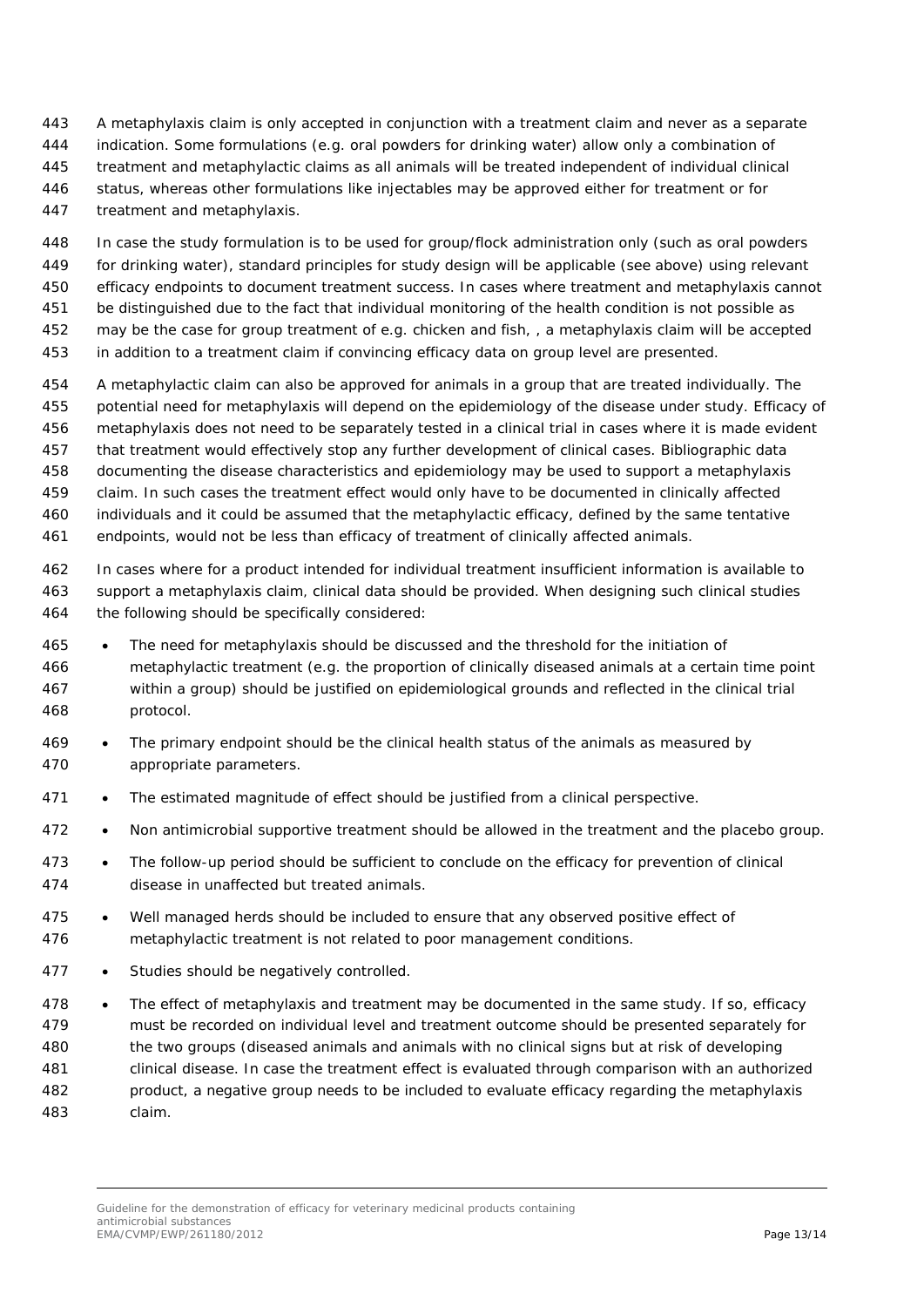A metaphylaxis claim is only accepted in conjunction with a treatment claim and never as a separate indication. Some formulations (e.g. oral powders for drinking water) allow only a combination of treatment and metaphylactic claims as all animals will be treated independent of individual clinical status, whereas other formulations like injectables may be approved either for treatment or for treatment and metaphylaxis.

In case the study formulation is to be used for group/flock administration only (such as oral powders for drinking water), standard principles for study design will be applicable (see above) using relevant efficacy endpoints to document treatment success. In cases where treatment and metaphylaxis cannot be distinguished due to the fact that individual monitoring of the health condition is not possible as may be the case for group treatment of e.g. chicken and fish, , a metaphylaxis claim will be accepted in addition to a treatment claim if convincing efficacy data on group level are presented.

A metaphylactic claim can also be approved for animals in a group that are treated individually. The potential need for metaphylaxis will depend on the epidemiology of the disease under study. Efficacy of metaphylaxis does not need to be separately tested in a clinical trial in cases where it is made evident that treatment would effectively stop any further development of clinical cases. Bibliographic data documenting the disease characteristics and epidemiology may be used to support a metaphylaxis claim. In such cases the treatment effect would only have to be documented in clinically affected individuals and it could be assumed that the metaphylactic efficacy, defined by the same tentative endpoints, would not be less than efficacy of treatment of clinically affected animals.

In cases where for a product intended for individual treatment insufficient information is available to support a metaphylaxis claim, clinical data should be provided. When designing such clinical studies the following should be specifically considered:

- The need for metaphylaxis should be discussed and the threshold for the initiation of metaphylactic treatment (e.g. the proportion of clinically diseased animals at a certain time point within a group) should be justified on epidemiological grounds and reflected in the clinical trial protocol.
- The primary endpoint should be the clinical health status of the animals as measured by appropriate parameters.
- The estimated magnitude of effect should be justified from a clinical perspective.
- Non antimicrobial supportive treatment should be allowed in the treatment and the placebo group.
- The follow-up period should be sufficient to conclude on the efficacy for prevention of clinical disease in unaffected but treated animals.
- Well managed herds should be included to ensure that any observed positive effect of metaphylactic treatment is not related to poor management conditions.
- Studies should be negatively controlled.
- The effect of metaphylaxis and treatment may be documented in the same study. If so, efficacy must be recorded on individual level and treatment outcome should be presented separately for the two groups (diseased animals and animals with no clinical signs but at risk of developing clinical disease. In case the treatment effect is evaluated through comparison with an authorized product, a negative group needs to be included to evaluate efficacy regarding the metaphylaxis claim.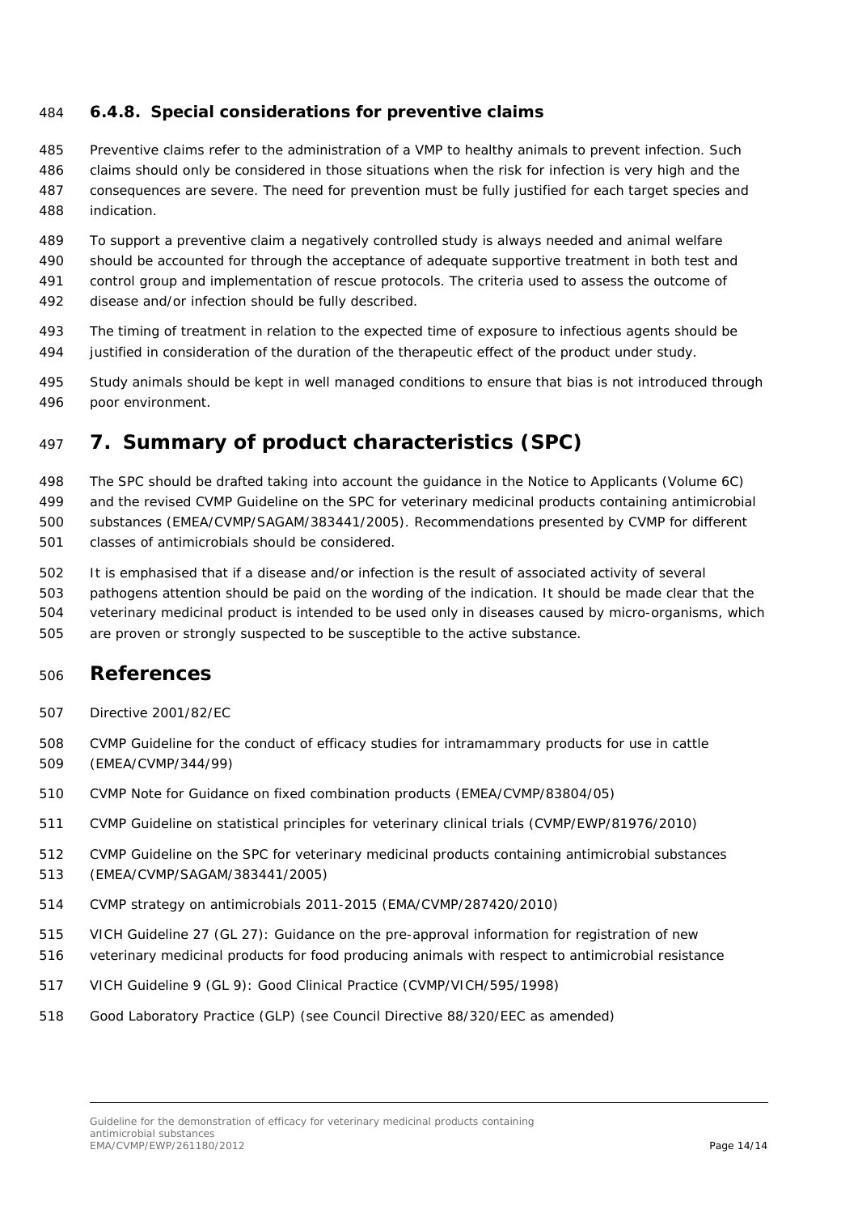### 6.4.8. Special considerations for preventive claims

Preventive claims refer to the administration of a VMP to healthy animals to prevent infection. Such claims should only be considered in those situations when the risk for infection is very high and the consequences are severe. The need for prevention must be fully justified for each target species and indication.

To support a preventive claim a negatively controlled study is always needed and animal welfare should be accounted for through the acceptance of adequate supportive treatment in both test and control group and implementation of rescue protocols. The criteria used to assess the outcome of disease and/or infection should be fully described.

The timing of treatment in relation to the expected time of exposure to infectious agents should be justified in consideration of the duration of the therapeutic effect of the product under study.

Study animals should be kept in well managed conditions to ensure that bias is not introduced through poor environment.

# 7. Summary of product characteristics (SPC)

The SPC should be drafted taking into account the guidance in the Notice to Applicants (Volume 6C) and the revised CVMP Guideline on the SPC for veterinary medicinal products containing antimicrobial substances (EMEA/CVMP/SAGAM/383441/2005). Recommendations presented by CVMP for different classes of antimicrobials should be considered.

It is emphasised that if a disease and/or infection is the result of associated activity of several pathogens attention should be paid on the wording of the indication. It should be made clear that the veterinary medicinal product is intended to be used only in diseases caused by micro-organisms, which are proven or strongly suspected to be susceptible to the active substance.

# References

Directive 2001/82/EC

CVMP Guideline for the conduct of efficacy studies for intramammary products for use in cattle (EMEA/CVMP/344/99)

CVMP Note for Guidance on fixed combination products (EMEA/CVMP/83804/05)

CVMP Guideline on statistical principles for veterinary clinical trials (CVMP/EWP/81976/2010)

CVMP Guideline on the SPC for veterinary medicinal products containing antimicrobial substances (EMEA/CVMP/SAGAM/383441/2005)

CVMP strategy on antimicrobials 2011-2015 (EMA/CVMP/287420/2010)

VICH Guideline 27 (GL 27): Guidance on the pre-approval information for registration of new veterinary medicinal products for food producing animals with respect to antimicrobial resistance

VICH Guideline 9 (GL 9): Good Clinical Practice (CVMP/VICH/595/1998)

Good Laboratory Practice (GLP) (see Council Directive 88/320/EEC as amended)